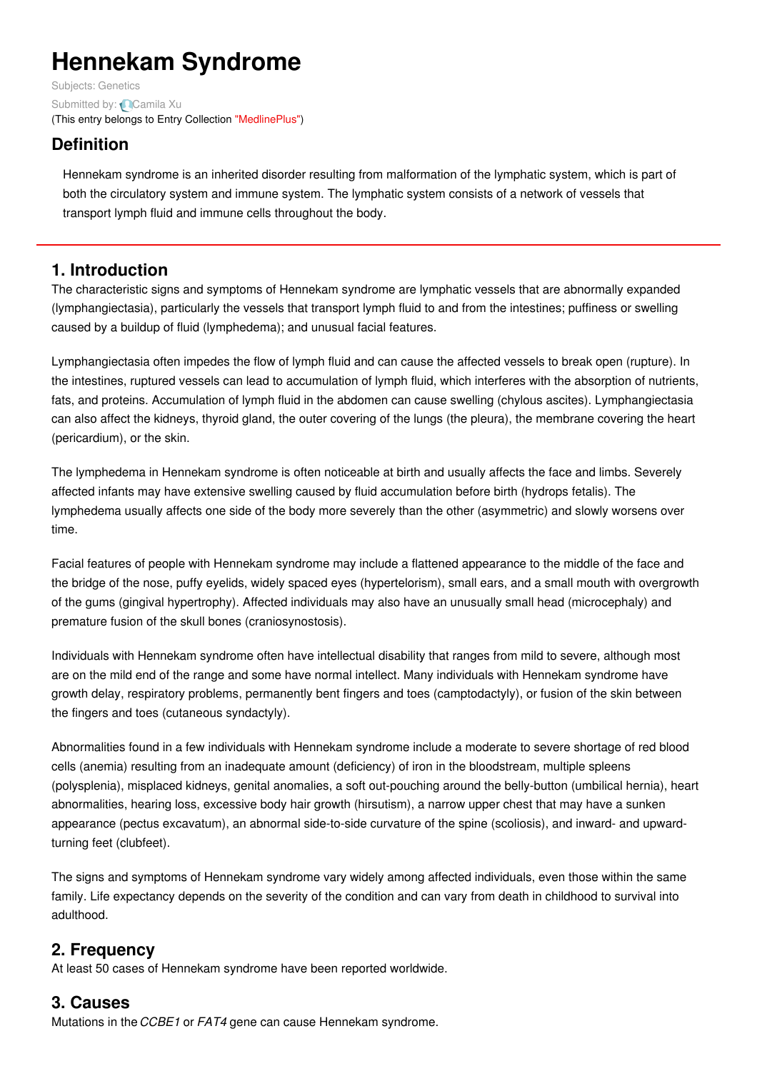# Hennekam Syndrome

Subjects: Genetics

Submitted by: Camila Xu

(This entry belongs to Entry Collection "MedlinePlus")

## Definition

Hennekam syndrome is an inherited disorder resulting from malformation of the lymphatic system, which is part of both the circulatory system and immune system. The lymphatic system consists of a network of vessels that transport lymph fluid and immune cells throughout the body.

## 1. Introduction

The characteristic signs and symptoms of Hennekam syndrome are lymphatic vessels that are abnormally expanded (lymphangiectasia), particularly the vessels that transport lymph fluid to and from the intestines; puffiness or swelling caused by a buildup of fluid (lymphedema); and unusual facial features.

Lymphangiectasia often impedes the flow of lymph fluid and can cause the affected vessels to break open (rupture). In the intestines, ruptured vessels can lead to accumulation of lymph fluid, which interferes with the absorption of nutrients, fats, and proteins. Accumulation of lymph fluid in the abdomen can cause swelling (chylous ascites). Lymphangiectasia can also affect the kidneys, thyroid gland, the outer covering of the lungs (the pleura), the membrane covering the heart (pericardium), or the skin.

The lymphedema in Hennekam syndrome is often noticeable at birth and usually affects the face and limbs. Severely affected infants may have extensive swelling caused by fluid accumulation before birth (hydrops fetalis). The lymphedema usually affects one side of the body more severely than the other (asymmetric) and slowly worsens over time.

Facial features of people with Hennekam syndrome may include a flattened appearance to the middle of the face and the bridge of the nose, puffy eyelids, widely spaced eyes (hypertelorism), small ears, and a small mouth with overgrowth of the gums (gingival hypertrophy). Affected individuals may also have an unusually small head (microcephaly) and premature fusion of the skull bones (craniosynostosis).

Individuals with Hennekam syndrome often have intellectual disability that ranges from mild to severe, although most are on the mild end of the range and some have normal intellect. Many individuals with Hennekam syndrome have growth delay, respiratory problems, permanently bent fingers and toes (camptodactyly), or fusion of the skin between the fingers and toes (cutaneous syndactyly).

Abnormalities found in a few individuals with Hennekam syndrome include a moderate to severe shortage of red blood cells (anemia) resulting from an inadequate amount (deficiency) of iron in the bloodstream, multiple spleens (polysplenia), misplaced kidneys, genital anomalies, a soft out-pouching around the belly-button (umbilical hernia), heart abnormalities, hearing loss, excessive body hair growth (hirsutism), a narrow upper chest that may have a sunken appearance (pectus excavatum), an abnormal side-to-side curvature of the spine (scoliosis), and inward- and upward-turning feet (clubfeet).

The signs and symptoms of Hennekam syndrome vary widely among affected individuals, even those within the same family. Life expectancy depends on the severity of the condition and can vary from death in childhood to survival into adulthood.

## 2. Frequency

At least 50 cases of Hennekam syndrome have been reported worldwide.

## 3. Causes

Mutations in the *CCBE1* or *FAT4* gene can cause Hennekam syndrome.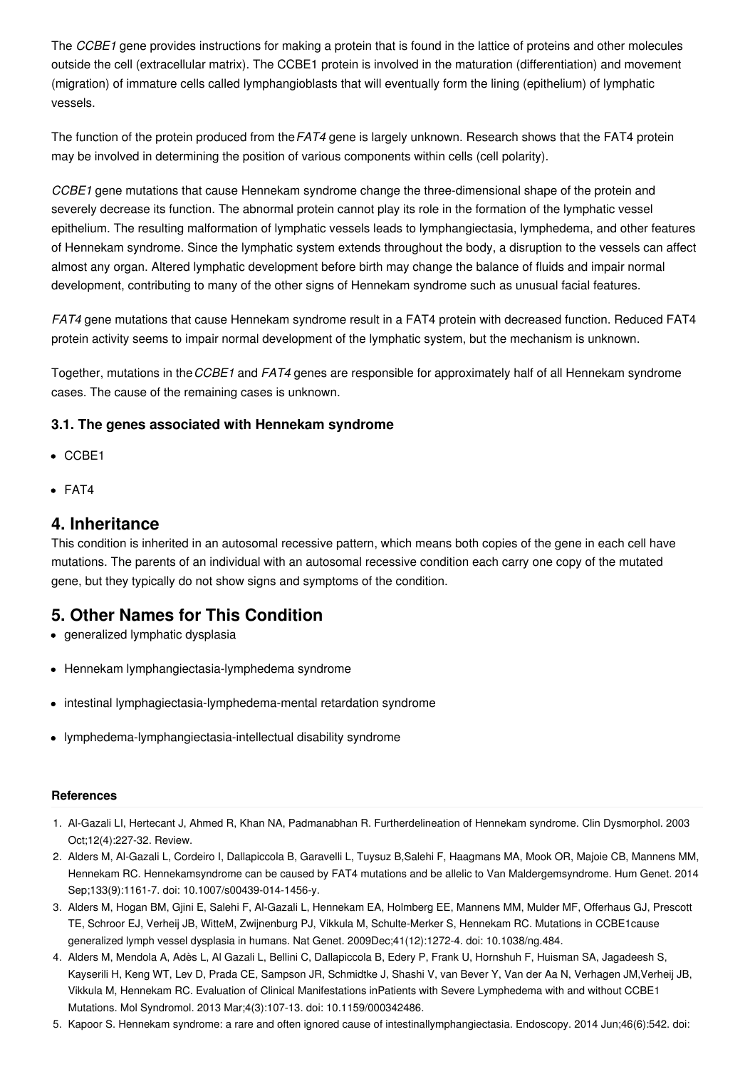The *CCBE1* gene provides instructions for making a protein that is found in the lattice of proteins and other molecules outside the cell (extracellular matrix). The CCBE1 protein is involved in the maturation (differentiation) and movement (migration) of immature cells called lymphangioblasts that will eventually form the lining (epithelium) of lymphatic vessels.

The function of the protein produced from the *FAT4* gene is largely unknown. Research shows that the FAT4 protein may be involved in determining the position of various components within cells (cell polarity).

*CCBE1* gene mutations that cause Hennekam syndrome change the three-dimensional shape of the protein and severely decrease its function. The abnormal protein cannot play its role in the formation of the lymphatic vessel epithelium. The resulting malformation of lymphatic vessels leads to lymphangiectasia, lymphedema, and other features of Hennekam syndrome. Since the lymphatic system extends throughout the body, a disruption to the vessels can affect almost any organ. Altered lymphatic development before birth may change the balance of fluids and impair normal development, contributing to many of the other signs of Hennekam syndrome such as unusual facial features.

*FAT4* gene mutations that cause Hennekam syndrome result in a FAT4 protein with decreased function. Reduced FAT4 protein activity seems to impair normal development of the lymphatic system, but the mechanism is unknown.

Together, mutations in the *CCBE1* and *FAT4* genes are responsible for approximately half of all Hennekam syndrome cases. The cause of the remaining cases is unknown.

### 3.1. The genes associated with Hennekam syndrome

- CCBE1
- FAT4

## 4. Inheritance

This condition is inherited in an autosomal recessive pattern, which means both copies of the gene in each cell have mutations. The parents of an individual with an autosomal recessive condition each carry one copy of the mutated gene, but they typically do not show signs and symptoms of the condition.

## 5. Other Names for This Condition

- generalized lymphatic dysplasia
- Hennekam lymphangiectasia-lymphedema syndrome
- intestinal lymphagiectasia-lymphedema-mental retardation syndrome
- lymphedema-lymphangiectasia-intellectual disability syndrome

#### References

1. Al-Gazali LI, Hertecant J, Ahmed R, Khan NA, Padmanabhan R. Furtherdelineation of Hennekam syndrome. Clin Dysmorphol. 2003 Oct;12(4):227-32. Review.
2. Alders M, Al-Gazali L, Cordeiro I, Dallapiccola B, Garavelli L, Tuysuz B,Salehi F, Haagmans MA, Mook OR, Majoie CB, Mannens MM, Hennekam RC. Hennekamsyndrome can be caused by FAT4 mutations and be allelic to Van Maldergemsyndrome. Hum Genet. 2014 Sep;133(9):1161-7. doi: 10.1007/s00439-014-1456-y.
3. Alders M, Hogan BM, Gjini E, Salehi F, Al-Gazali L, Hennekam EA, Holmberg EE, Mannens MM, Mulder MF, Offerhaus GJ, Prescott TE, Schroor EJ, Verheij JB, WitteM, Zwijnenburg PJ, Vikkula M, Schulte-Merker S, Hennekam RC. Mutations in CCBE1cause generalized lymph vessel dysplasia in humans. Nat Genet. 2009Dec;41(12):1272-4. doi: 10.1038/ng.484.
4. Alders M, Mendola A, Adès L, Al Gazali L, Bellini C, Dallapiccola B, Edery P, Frank U, Hornshuh F, Huisman SA, Jagadeesh S, Kayserili H, Keng WT, Lev D, Prada CE, Sampson JR, Schmidtke J, Shashi V, van Bever Y, Van der Aa N, Verhagen JM,Verheij JB, Vikkula M, Hennekam RC. Evaluation of Clinical Manifestations inPatients with Severe Lymphedema with and without CCBE1 Mutations. Mol Syndromol. 2013 Mar;4(3):107-13. doi: 10.1159/000342486.
5. Kapoor S. Hennekam syndrome: a rare and often ignored cause of intestinallymphangiectasia. Endoscopy. 2014 Jun;46(6):542. doi: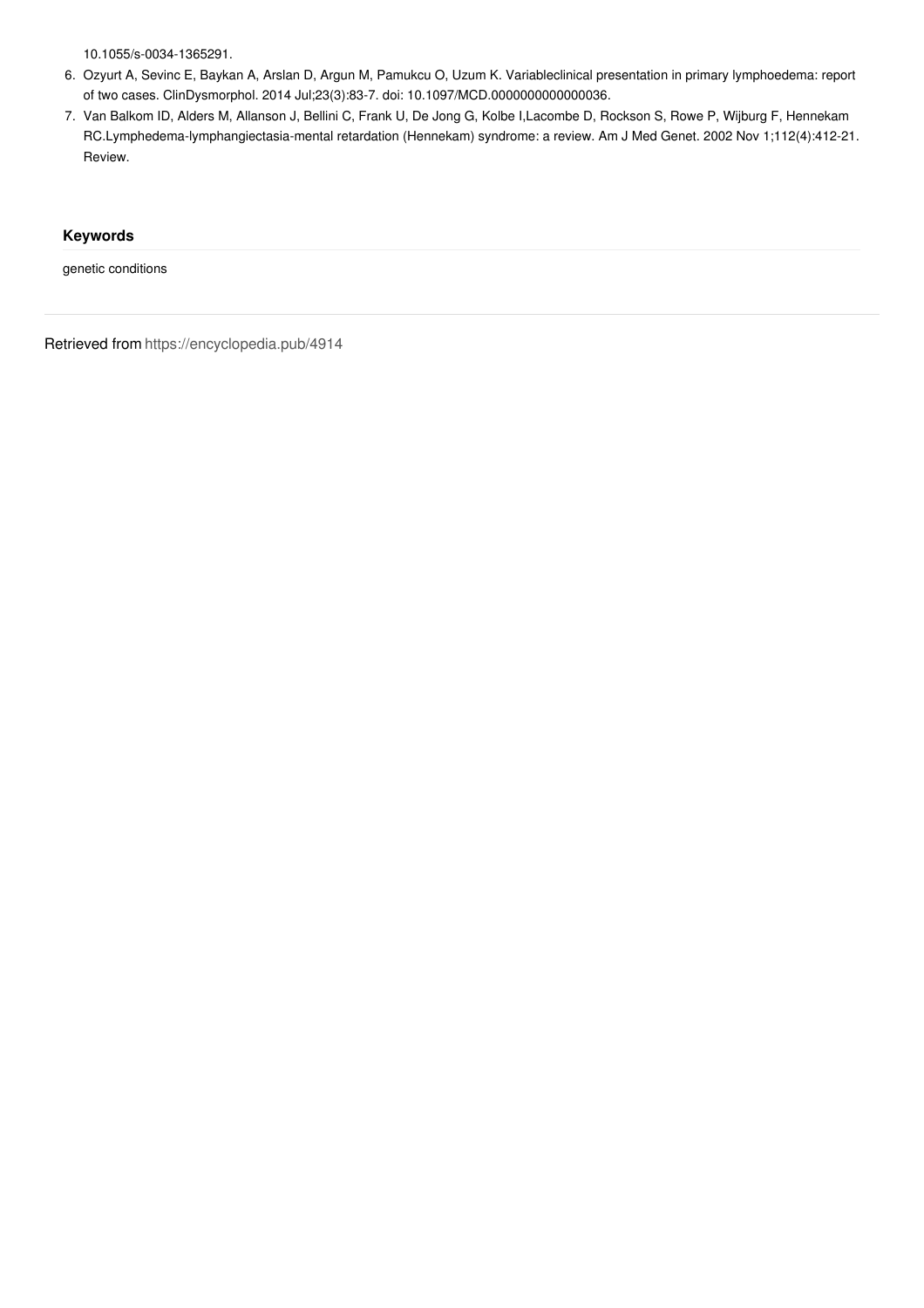10.1055/s-0034-1365291.

6. Ozyurt A, Sevinc E, Baykan A, Arslan D, Argun M, Pamukcu O, Uzum K. Variableclinical presentation in primary lymphoedema: report of two cases. ClinDysmorphol. 2014 Jul;23(3):83-7. doi: 10.1097/MCD.0000000000000036.
7. Van Balkom ID, Alders M, Allanson J, Bellini C, Frank U, De Jong G, Kolbe I,Lacombe D, Rockson S, Rowe P, Wijburg F, Hennekam RC.Lymphedema-lymphangiectasia-mental retardation (Hennekam) syndrome: a review. Am J Med Genet. 2002 Nov 1;112(4):412-21. Review.

### Keywords

genetic conditions

Retrieved from https://encyclopedia.pub/4914